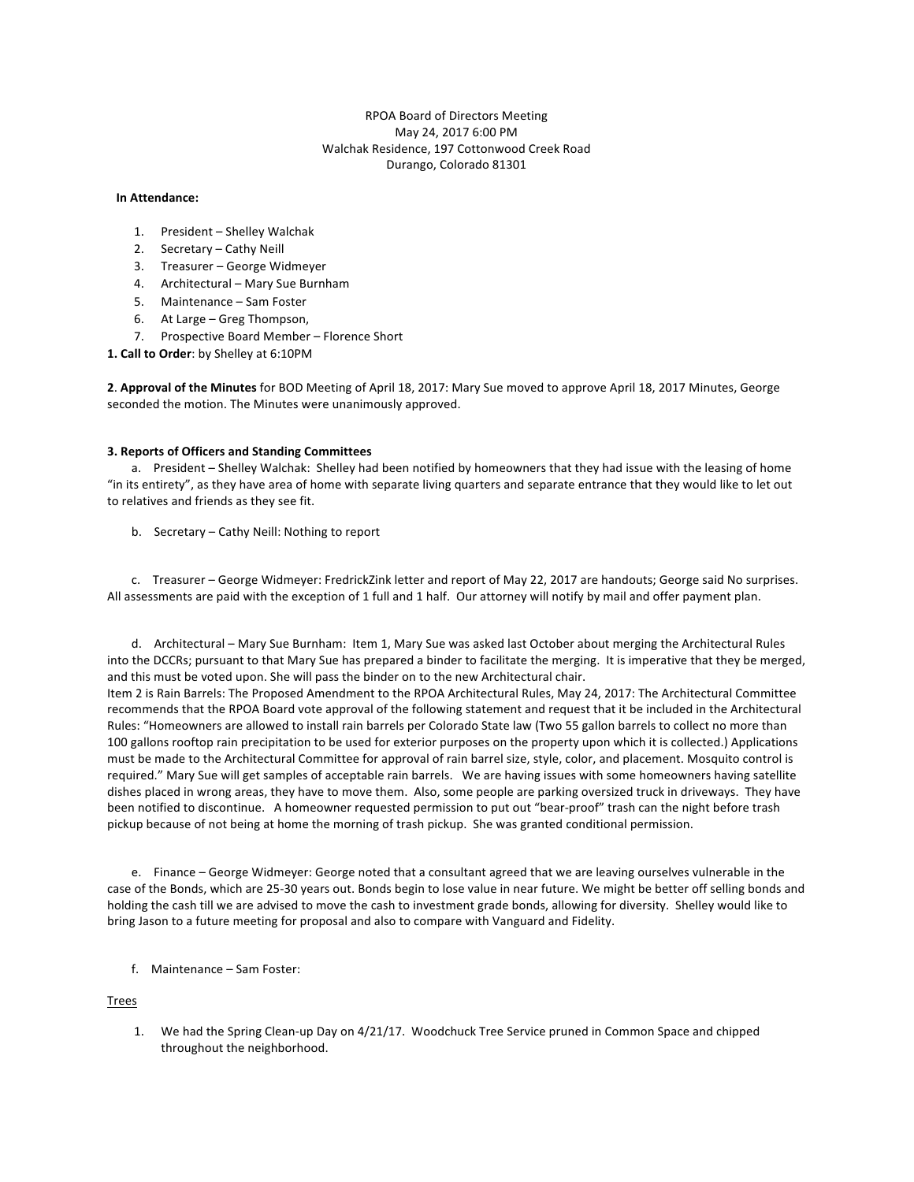RPOA Board of Directors Meeting
May 24, 2017 6:00 PM
Walchak Residence, 197 Cottonwood Creek Road
Durango, Colorado 81301

**In Attendance:**

1. President – Shelley Walchak
2. Secretary – Cathy Neill
3. Treasurer – George Widmeyer
4. Architectural – Mary Sue Burnham
5. Maintenance – Sam Foster
6. At Large – Greg Thompson,
7. Prospective Board Member – Florence Short

**1. Call to Order**: by Shelley at 6:10PM

**2**. **Approval of the Minutes** for BOD Meeting of April 18, 2017: Mary Sue moved to approve April 18, 2017 Minutes, George seconded the motion. The Minutes were unanimously approved.

**3. Reports of Officers and Standing Committees**

a. President – Shelley Walchak: Shelley had been notified by homeowners that they had issue with the leasing of home "in its entirety", as they have area of home with separate living quarters and separate entrance that they would like to let out to relatives and friends as they see fit.

b. Secretary – Cathy Neill: Nothing to report

c. Treasurer – George Widmeyer: FredrickZink letter and report of May 22, 2017 are handouts; George said No surprises. All assessments are paid with the exception of 1 full and 1 half. Our attorney will notify by mail and offer payment plan.

d. Architectural – Mary Sue Burnham: Item 1, Mary Sue was asked last October about merging the Architectural Rules into the DCCRs; pursuant to that Mary Sue has prepared a binder to facilitate the merging. It is imperative that they be merged, and this must be voted upon. She will pass the binder on to the new Architectural chair.
Item 2 is Rain Barrels: The Proposed Amendment to the RPOA Architectural Rules, May 24, 2017: The Architectural Committee recommends that the RPOA Board vote approval of the following statement and request that it be included in the Architectural Rules: "Homeowners are allowed to install rain barrels per Colorado State law (Two 55 gallon barrels to collect no more than 100 gallons rooftop rain precipitation to be used for exterior purposes on the property upon which it is collected.) Applications must be made to the Architectural Committee for approval of rain barrel size, style, color, and placement. Mosquito control is required." Mary Sue will get samples of acceptable rain barrels. We are having issues with some homeowners having satellite dishes placed in wrong areas, they have to move them. Also, some people are parking oversized truck in driveways. They have been notified to discontinue. A homeowner requested permission to put out "bear-proof" trash can the night before trash pickup because of not being at home the morning of trash pickup. She was granted conditional permission.

e. Finance – George Widmeyer: George noted that a consultant agreed that we are leaving ourselves vulnerable in the case of the Bonds, which are 25-30 years out. Bonds begin to lose value in near future. We might be better off selling bonds and holding the cash till we are advised to move the cash to investment grade bonds, allowing for diversity. Shelley would like to bring Jason to a future meeting for proposal and also to compare with Vanguard and Fidelity.

f. Maintenance – Sam Foster:

<u>Trees</u>

1. We had the Spring Clean-up Day on 4/21/17. Woodchuck Tree Service pruned in Common Space and chipped throughout the neighborhood.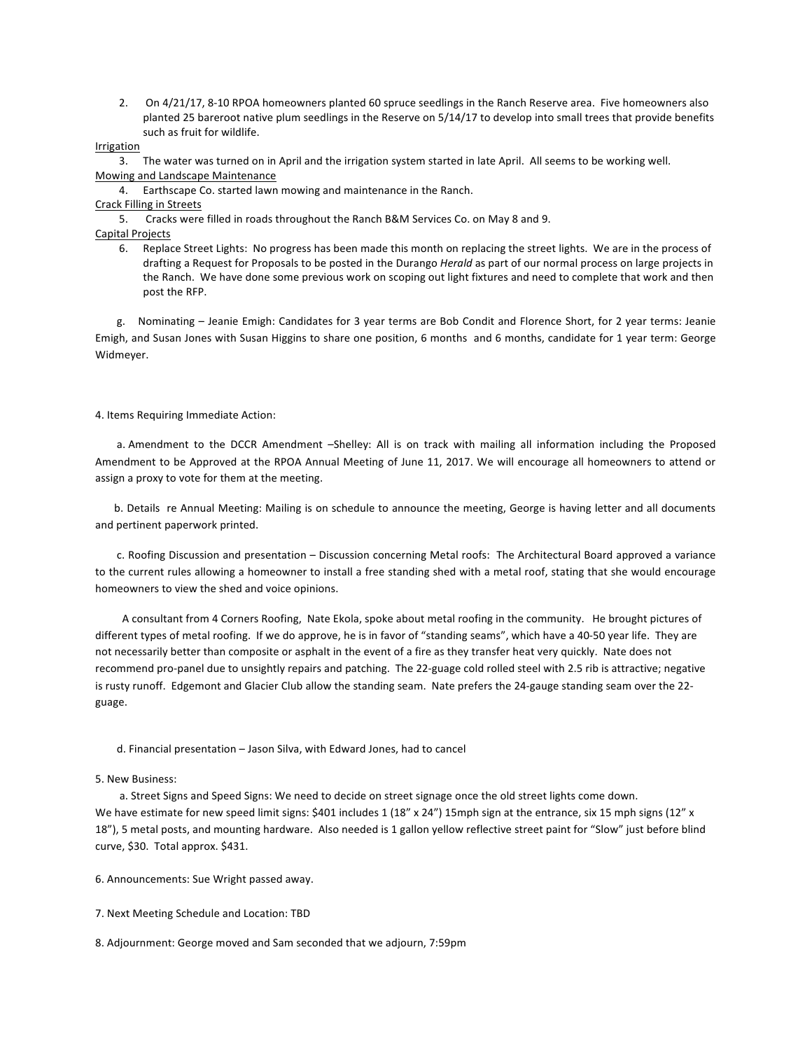2. On 4/21/17, 8-10 RPOA homeowners planted 60 spruce seedlings in the Ranch Reserve area. Five homeowners also planted 25 bareroot native plum seedlings in the Reserve on 5/14/17 to develop into small trees that provide benefits such as fruit for wildlife.

<u>Irrigation</u>

3. The water was turned on in April and the irrigation system started in late April. All seems to be working well.

<u>Mowing and Landscape Maintenance</u>

4. Earthscape Co. started lawn mowing and maintenance in the Ranch.

<u>Crack Filling in Streets</u>

5. Cracks were filled in roads throughout the Ranch B&M Services Co. on May 8 and 9.

<u>Capital Projects</u>

6. Replace Street Lights: No progress has been made this month on replacing the street lights. We are in the process of drafting a Request for Proposals to be posted in the Durango *Herald* as part of our normal process on large projects in the Ranch. We have done some previous work on scoping out light fixtures and need to complete that work and then post the RFP.

g. Nominating – Jeanie Emigh: Candidates for 3 year terms are Bob Condit and Florence Short, for 2 year terms: Jeanie Emigh, and Susan Jones with Susan Higgins to share one position, 6 months and 6 months, candidate for 1 year term: George Widmeyer.

4. Items Requiring Immediate Action:

a. Amendment to the DCCR Amendment –Shelley: All is on track with mailing all information including the Proposed Amendment to be Approved at the RPOA Annual Meeting of June 11, 2017. We will encourage all homeowners to attend or assign a proxy to vote for them at the meeting.

b. Details re Annual Meeting: Mailing is on schedule to announce the meeting, George is having letter and all documents and pertinent paperwork printed.

c. Roofing Discussion and presentation – Discussion concerning Metal roofs: The Architectural Board approved a variance to the current rules allowing a homeowner to install a free standing shed with a metal roof, stating that she would encourage homeowners to view the shed and voice opinions.

A consultant from 4 Corners Roofing, Nate Ekola, spoke about metal roofing in the community. He brought pictures of different types of metal roofing. If we do approve, he is in favor of "standing seams", which have a 40-50 year life. They are not necessarily better than composite or asphalt in the event of a fire as they transfer heat very quickly. Nate does not recommend pro-panel due to unsightly repairs and patching. The 22-guage cold rolled steel with 2.5 rib is attractive; negative is rusty runoff. Edgemont and Glacier Club allow the standing seam. Nate prefers the 24-gauge standing seam over the 22-guage.

d. Financial presentation – Jason Silva, with Edward Jones, had to cancel

5. New Business:

a. Street Signs and Speed Signs: We need to decide on street signage once the old street lights come down. We have estimate for new speed limit signs: $401 includes 1 (18" x 24") 15mph sign at the entrance, six 15 mph signs (12" x 18"), 5 metal posts, and mounting hardware. Also needed is 1 gallon yellow reflective street paint for "Slow" just before blind curve, $30. Total approx. $431.

6. Announcements: Sue Wright passed away.

7. Next Meeting Schedule and Location: TBD

8. Adjournment: George moved and Sam seconded that we adjourn, 7:59pm